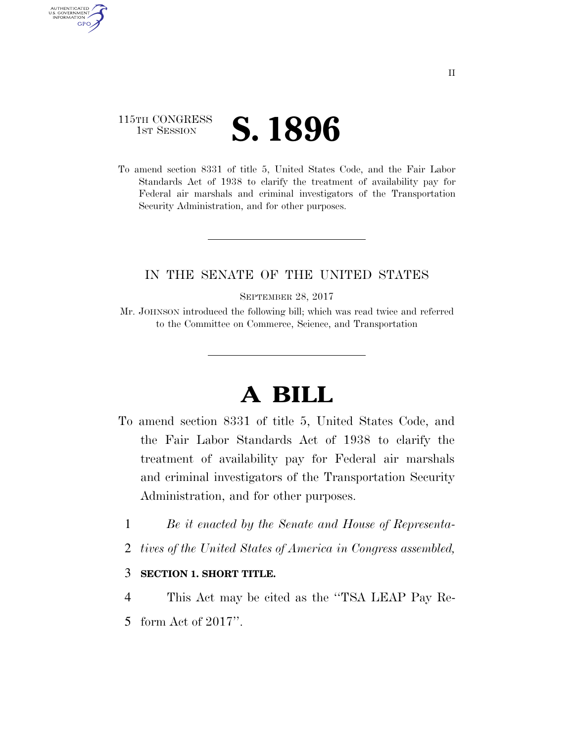II

115TH CONGRESS
1ST SESSION

# S. 1896

To amend section 8331 of title 5, United States Code, and the Fair Labor Standards Act of 1938 to clarify the treatment of availability pay for Federal air marshals and criminal investigators of the Transportation Security Administration, and for other purposes.

IN THE SENATE OF THE UNITED STATES

SEPTEMBER 28, 2017

Mr. JOHNSON introduced the following bill; which was read twice and referred to the Committee on Commerce, Science, and Transportation

# A BILL

To amend section 8331 of title 5, United States Code, and the Fair Labor Standards Act of 1938 to clarify the treatment of availability pay for Federal air marshals and criminal investigators of the Transportation Security Administration, and for other purposes.

1 *Be it enacted by the Senate and House of Representa-*
2 *tives of the United States of America in Congress assembled,*

3 **SECTION 1. SHORT TITLE.**

4 This Act may be cited as the ''TSA LEAP Pay Re-
5 form Act of 2017''.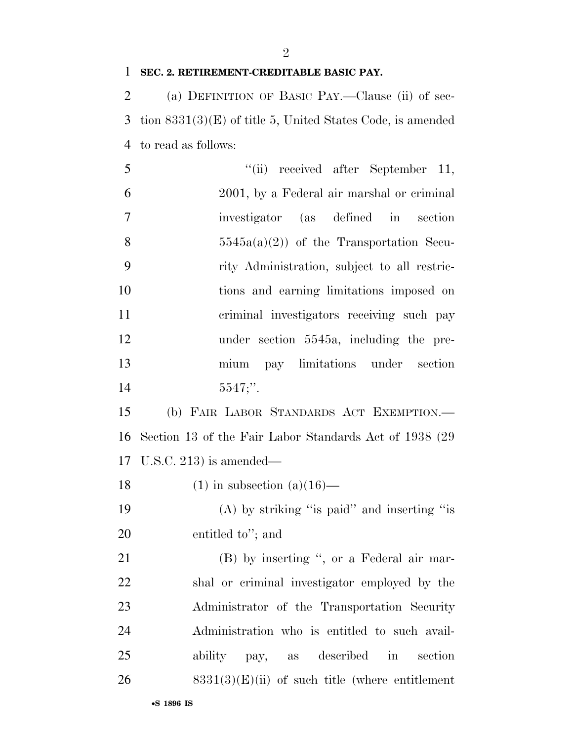**SEC. 2. RETIREMENT-CREDITABLE BASIC PAY.**

(a) DEFINITION OF BASIC PAY.—Clause (ii) of section 8331(3)(E) of title 5, United States Code, is amended to read as follows:

> "(ii) received after September 11, 2001, by a Federal air marshal or criminal investigator (as defined in section 5545a(a)(2)) of the Transportation Security Administration, subject to all restrictions and earning limitations imposed on criminal investigators receiving such pay under section 5545a, including the premium pay limitations under section 5547;".

(b) FAIR LABOR STANDARDS ACT EXEMPTION.—Section 13 of the Fair Labor Standards Act of 1938 (29 U.S.C. 213) is amended—

(1) in subsection (a)(16)—

(A) by striking "is paid" and inserting "is entitled to"; and

(B) by inserting ", or a Federal air marshal or criminal investigator employed by the Administrator of the Transportation Security Administration who is entitled to such availability pay, as described in section 8331(3)(E)(ii) of such title (where entitlement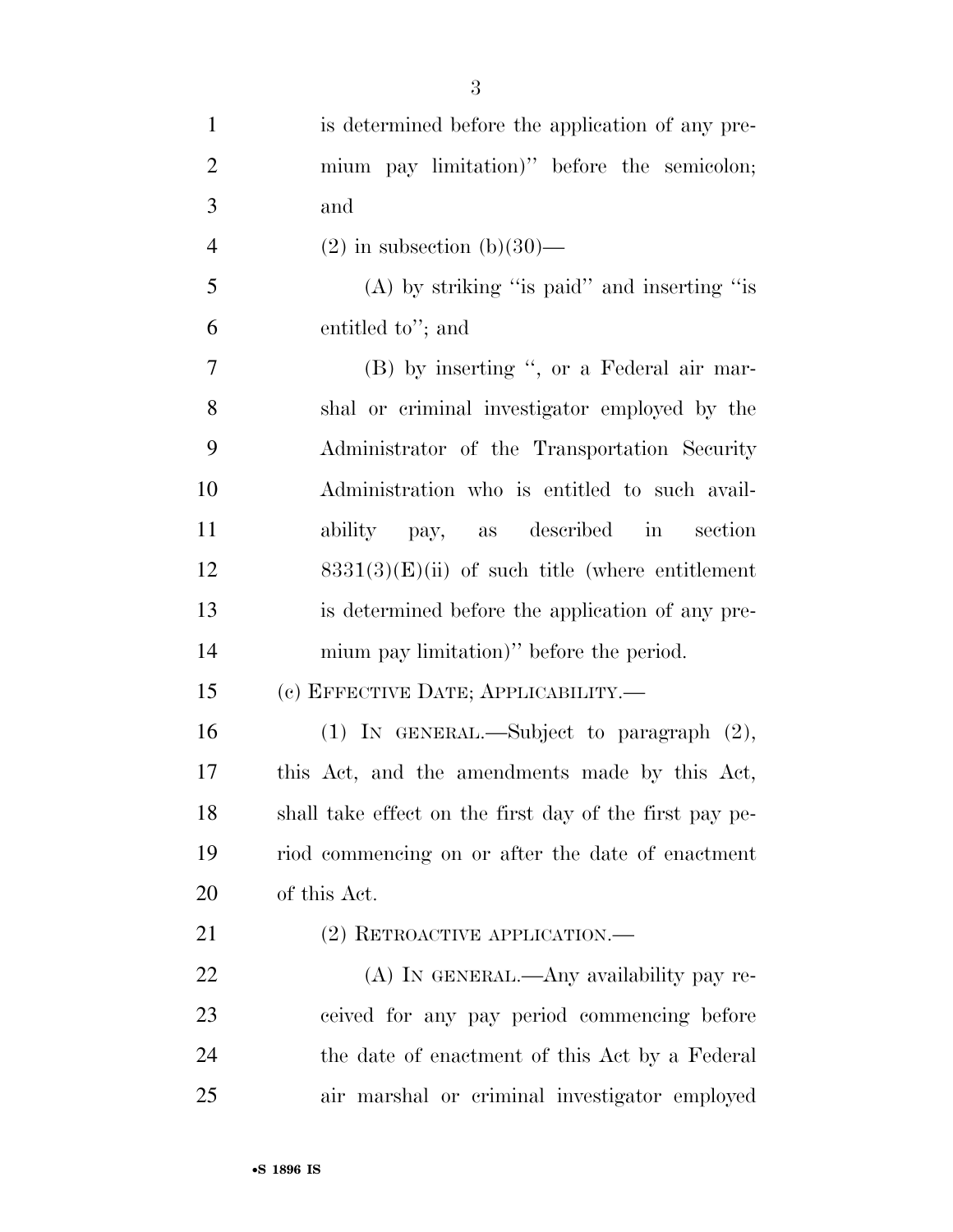is determined before the application of any premium pay limitation)'' before the semicolon; and

(2) in subsection (b)(30)—

(A) by striking ''is paid'' and inserting ''is entitled to''; and

(B) by inserting '', or a Federal air marshal or criminal investigator employed by the Administrator of the Transportation Security Administration who is entitled to such availability pay, as described in section 8331(3)(E)(ii) of such title (where entitlement is determined before the application of any premium pay limitation)'' before the period.

(c) EFFECTIVE DATE; APPLICABILITY.—

(1) IN GENERAL.—Subject to paragraph (2), this Act, and the amendments made by this Act, shall take effect on the first day of the first pay period commencing on or after the date of enactment of this Act.

(2) RETROACTIVE APPLICATION.—

(A) IN GENERAL.—Any availability pay received for any pay period commencing before the date of enactment of this Act by a Federal air marshal or criminal investigator employed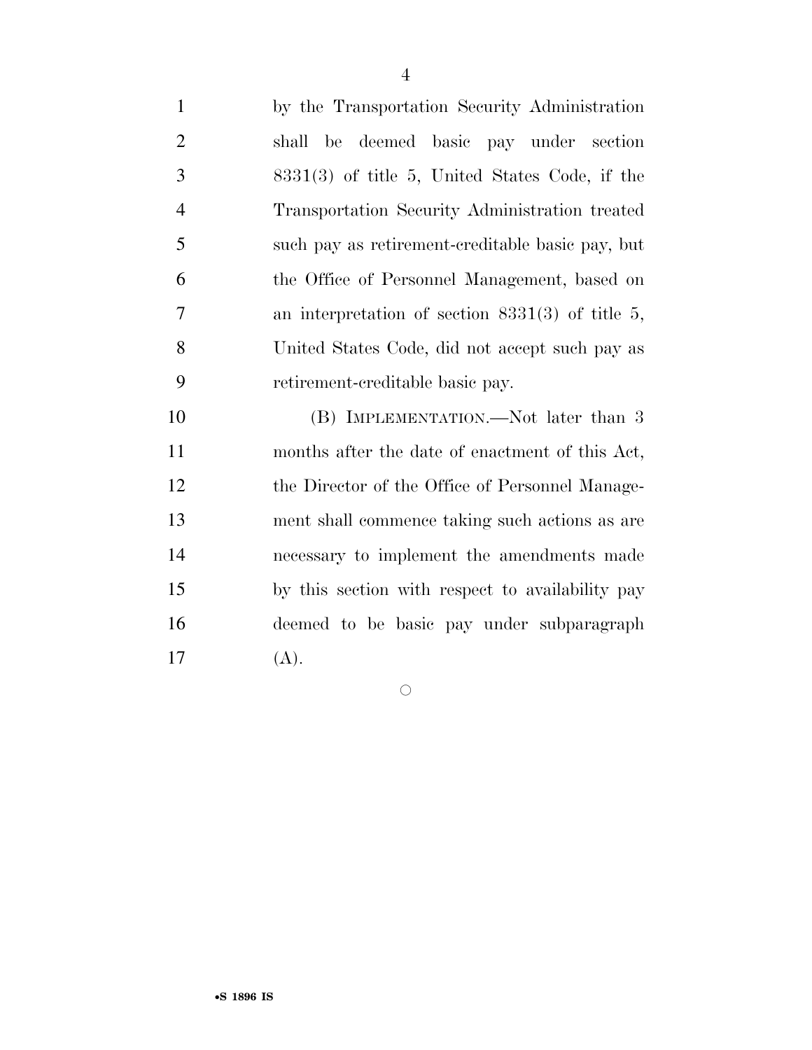by the Transportation Security Administration shall be deemed basic pay under section 8331(3) of title 5, United States Code, if the Transportation Security Administration treated such pay as retirement-creditable basic pay, but the Office of Personnel Management, based on an interpretation of section 8331(3) of title 5, United States Code, did not accept such pay as retirement-creditable basic pay.

(B) IMPLEMENTATION.—Not later than 3 months after the date of enactment of this Act, the Director of the Office of Personnel Management shall commence taking such actions as are necessary to implement the amendments made by this section with respect to availability pay deemed to be basic pay under subparagraph (A).

○